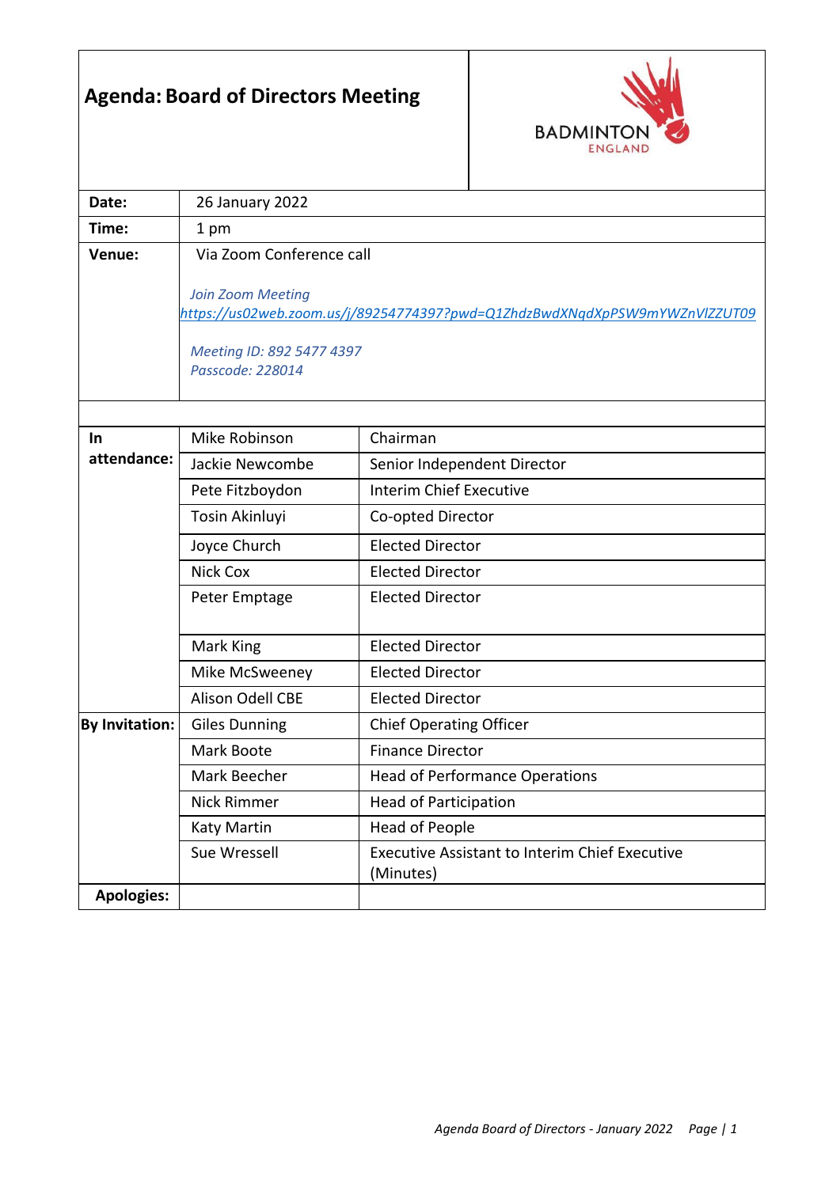# Agenda: Board of Directors Meeting

| | |
|---|---|
| **Date:** | 26 January 2022 |
| **Time:** | 1 pm |
| **Venue:** | Via Zoom Conference call<br><br>*Join Zoom Meeting*<br>*https://us02web.zoom.us/j/89254774397?pwd=Q1ZhdzBwdXNqdXpPSW9mYWZnVlZZUT09*<br><br>*Meeting ID: 892 5477 4397*<br>*Passcode: 228014* |

| | | |
|---|---|---|
| **In attendance:** | Mike Robinson | Chairman |
| | Jackie Newcombe | Senior Independent Director |
| | Pete Fitzboydon | Interim Chief Executive |
| | Tosin Akinluyi | Co-opted Director |
| | Joyce Church | Elected Director |
| | Nick Cox | Elected Director |
| | Peter Emptage | Elected Director |
| | Mark King | Elected Director |
| | Mike McSweeney | Elected Director |
| | Alison Odell CBE | Elected Director |
| **By Invitation:** | Giles Dunning | Chief Operating Officer |
| | Mark Boote | Finance Director |
| | Mark Beecher | Head of Performance Operations |
| | Nick Rimmer | Head of Participation |
| | Katy Martin | Head of People |
| | Sue Wressell | Executive Assistant to Interim Chief Executive (Minutes) |
| **Apologies:** | | |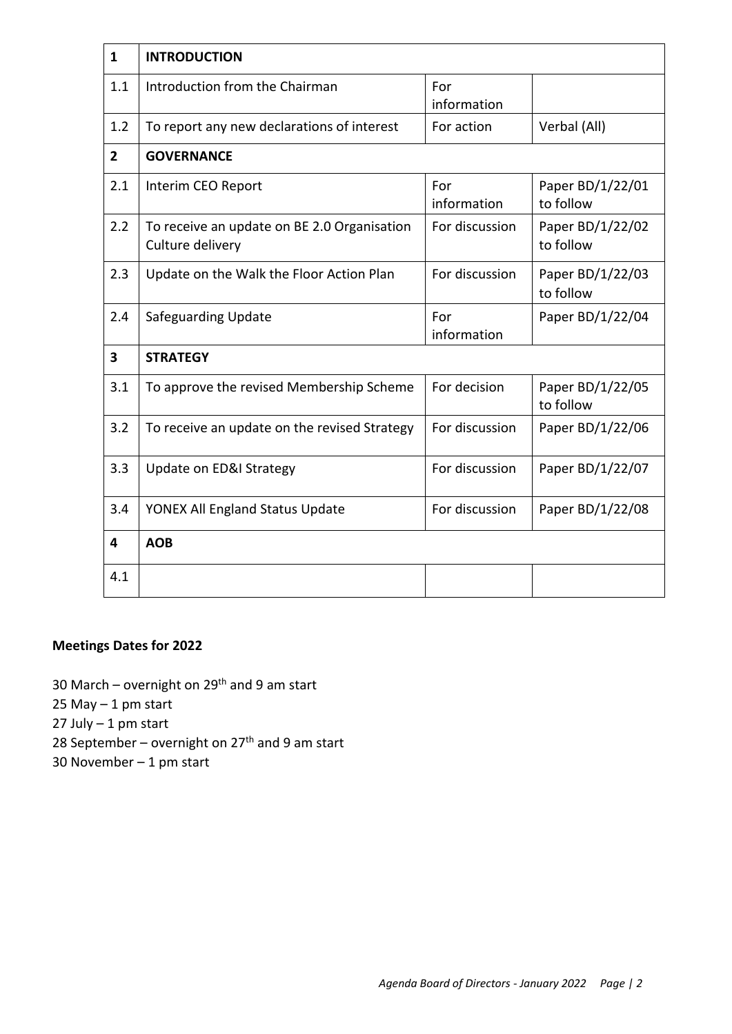| | | | |
|---|---|---|---|
| **1** | **INTRODUCTION** | | |
| 1.1 | Introduction from the Chairman | For information | |
| 1.2 | To report any new declarations of interest | For action | Verbal (All) |
| **2** | **GOVERNANCE** | | |
| 2.1 | Interim CEO Report | For information | Paper BD/1/22/01 to follow |
| 2.2 | To receive an update on BE 2.0 Organisation Culture delivery | For discussion | Paper BD/1/22/02 to follow |
| 2.3 | Update on the Walk the Floor Action Plan | For discussion | Paper BD/1/22/03 to follow |
| 2.4 | Safeguarding Update | For information | Paper BD/1/22/04 |
| **3** | **STRATEGY** | | |
| 3.1 | To approve the revised Membership Scheme | For decision | Paper BD/1/22/05 to follow |
| 3.2 | To receive an update on the revised Strategy | For discussion | Paper BD/1/22/06 |
| 3.3 | Update on ED&I Strategy | For discussion | Paper BD/1/22/07 |
| 3.4 | YONEX All England Status Update | For discussion | Paper BD/1/22/08 |
| **4** | **AOB** | | |
| 4.1 | | | |

**Meetings Dates for 2022**

30 March – overnight on 29th and 9 am start
25 May – 1 pm start
27 July – 1 pm start
28 September – overnight on 27th and 9 am start
30 November – 1 pm start